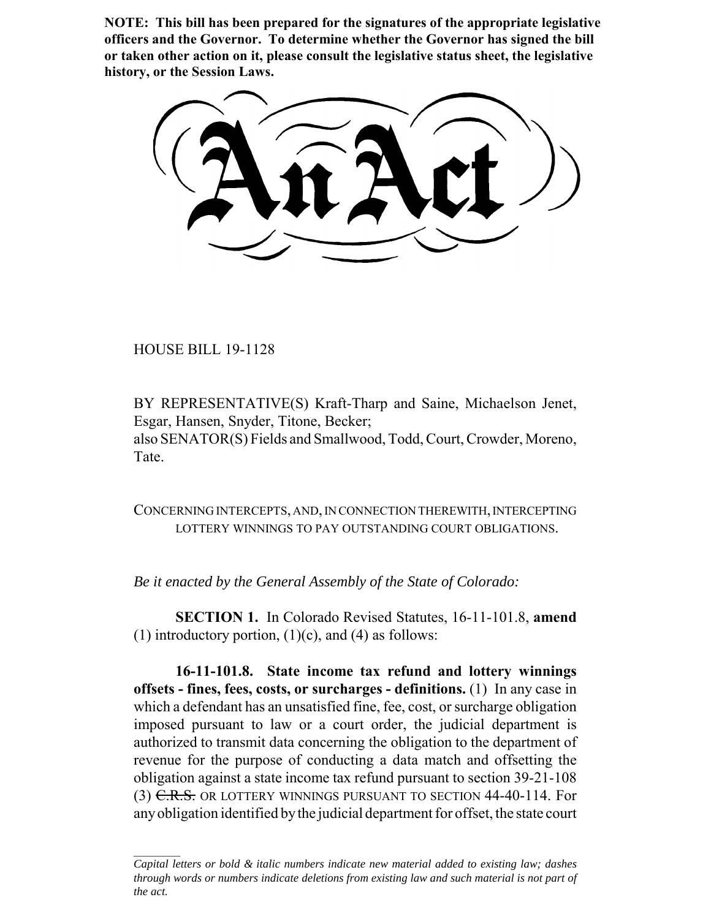**NOTE: This bill has been prepared for the signatures of the appropriate legislative officers and the Governor. To determine whether the Governor has signed the bill or taken other action on it, please consult the legislative status sheet, the legislative history, or the Session Laws.**

# An Act

HOUSE BILL 19-1128

BY REPRESENTATIVE(S) Kraft-Tharp and Saine, Michaelson Jenet, Esgar, Hansen, Snyder, Titone, Becker;
also SENATOR(S) Fields and Smallwood, Todd, Court, Crowder, Moreno, Tate.

CONCERNING INTERCEPTS, AND, IN CONNECTION THEREWITH, INTERCEPTING LOTTERY WINNINGS TO PAY OUTSTANDING COURT OBLIGATIONS.

*Be it enacted by the General Assembly of the State of Colorado:*

**SECTION 1.** In Colorado Revised Statutes, 16-11-101.8, **amend** (1) introductory portion, (1)(c), and (4) as follows:

**16-11-101.8. State income tax refund and lottery winnings offsets - fines, fees, costs, or surcharges - definitions.** (1) In any case in which a defendant has an unsatisfied fine, fee, cost, or surcharge obligation imposed pursuant to law or a court order, the judicial department is authorized to transmit data concerning the obligation to the department of revenue for the purpose of conducting a data match and offsetting the obligation against a state income tax refund pursuant to section 39-21-108 (3) ~~C.R.S.~~ OR LOTTERY WINNINGS PURSUANT TO SECTION 44-40-114. For any obligation identified by the judicial department for offset, the state court

*Capital letters or bold & italic numbers indicate new material added to existing law; dashes through words or numbers indicate deletions from existing law and such material is not part of the act.*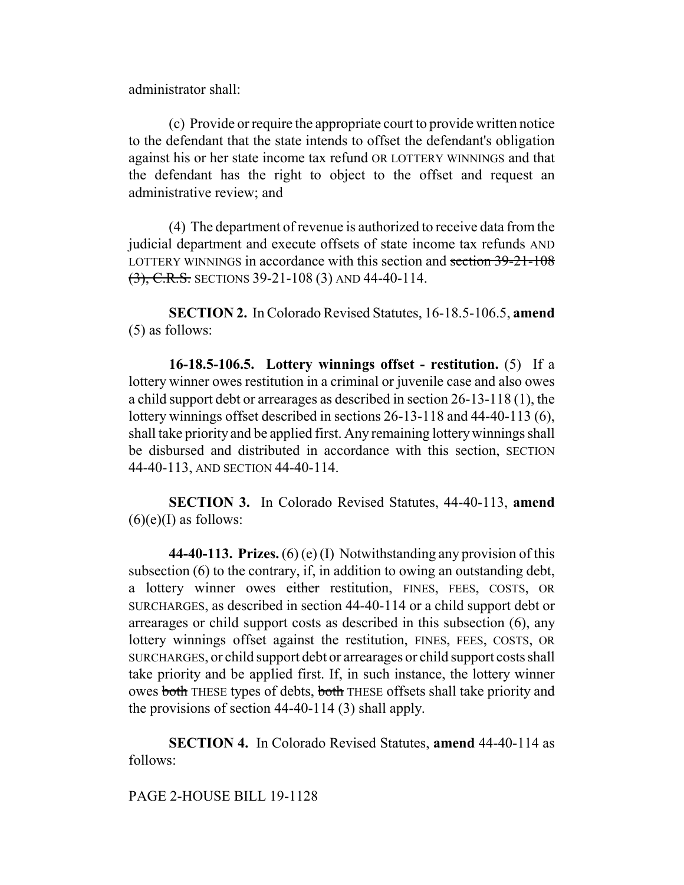administrator shall:

(c) Provide or require the appropriate court to provide written notice to the defendant that the state intends to offset the defendant's obligation against his or her state income tax refund OR LOTTERY WINNINGS and that the defendant has the right to object to the offset and request an administrative review; and

(4) The department of revenue is authorized to receive data from the judicial department and execute offsets of state income tax refunds AND LOTTERY WINNINGS in accordance with this section and ~~section 39-21-108 (3), C.R.S.~~ SECTIONS 39-21-108 (3) AND 44-40-114.

**SECTION 2.** In Colorado Revised Statutes, 16-18.5-106.5, **amend** (5) as follows:

**16-18.5-106.5. Lottery winnings offset - restitution.** (5) If a lottery winner owes restitution in a criminal or juvenile case and also owes a child support debt or arrearages as described in section 26-13-118 (1), the lottery winnings offset described in sections 26-13-118 and 44-40-113 (6), shall take priority and be applied first. Any remaining lottery winnings shall be disbursed and distributed in accordance with this section, SECTION 44-40-113, AND SECTION 44-40-114.

**SECTION 3.** In Colorado Revised Statutes, 44-40-113, **amend** (6)(e)(I) as follows:

**44-40-113. Prizes.** (6) (e) (I) Notwithstanding any provision of this subsection (6) to the contrary, if, in addition to owing an outstanding debt, a lottery winner owes ~~either~~ restitution, FINES, FEES, COSTS, OR SURCHARGES, as described in section 44-40-114 or a child support debt or arrearages or child support costs as described in this subsection (6), any lottery winnings offset against the restitution, FINES, FEES, COSTS, OR SURCHARGES, or child support debt or arrearages or child support costs shall take priority and be applied first. If, in such instance, the lottery winner owes ~~both~~ THESE types of debts, ~~both~~ THESE offsets shall take priority and the provisions of section 44-40-114 (3) shall apply.

**SECTION 4.** In Colorado Revised Statutes, **amend** 44-40-114 as follows: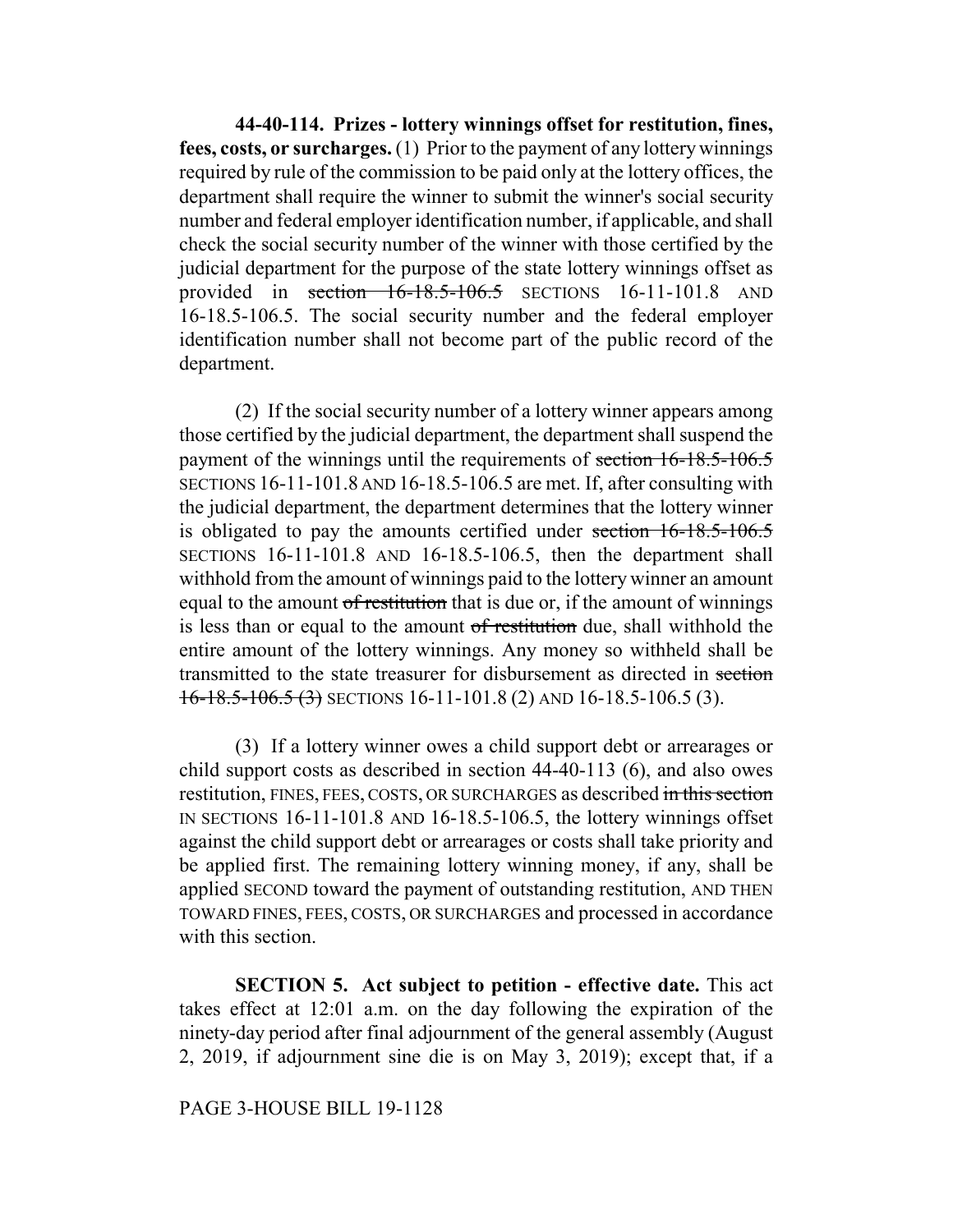**44-40-114. Prizes - lottery winnings offset for restitution, fines, fees, costs, or surcharges.** (1) Prior to the payment of any lottery winnings required by rule of the commission to be paid only at the lottery offices, the department shall require the winner to submit the winner's social security number and federal employer identification number, if applicable, and shall check the social security number of the winner with those certified by the judicial department for the purpose of the state lottery winnings offset as provided in ~~section 16-18.5-106.5~~ SECTIONS 16-11-101.8 AND 16-18.5-106.5. The social security number and the federal employer identification number shall not become part of the public record of the department.

(2) If the social security number of a lottery winner appears among those certified by the judicial department, the department shall suspend the payment of the winnings until the requirements of ~~section 16-18.5-106.5~~ SECTIONS 16-11-101.8 AND 16-18.5-106.5 are met. If, after consulting with the judicial department, the department determines that the lottery winner is obligated to pay the amounts certified under ~~section 16-18.5-106.5~~ SECTIONS 16-11-101.8 AND 16-18.5-106.5, then the department shall withhold from the amount of winnings paid to the lottery winner an amount equal to the amount ~~of restitution~~ that is due or, if the amount of winnings is less than or equal to the amount ~~of restitution~~ due, shall withhold the entire amount of the lottery winnings. Any money so withheld shall be transmitted to the state treasurer for disbursement as directed in ~~section 16-18.5-106.5 (3)~~ SECTIONS 16-11-101.8 (2) AND 16-18.5-106.5 (3).

(3) If a lottery winner owes a child support debt or arrearages or child support costs as described in section 44-40-113 (6), and also owes restitution, FINES, FEES, COSTS, OR SURCHARGES as described ~~in this section~~ IN SECTIONS 16-11-101.8 AND 16-18.5-106.5, the lottery winnings offset against the child support debt or arrearages or costs shall take priority and be applied first. The remaining lottery winning money, if any, shall be applied SECOND toward the payment of outstanding restitution, AND THEN TOWARD FINES, FEES, COSTS, OR SURCHARGES and processed in accordance with this section.

**SECTION 5. Act subject to petition - effective date.** This act takes effect at 12:01 a.m. on the day following the expiration of the ninety-day period after final adjournment of the general assembly (August 2, 2019, if adjournment sine die is on May 3, 2019); except that, if a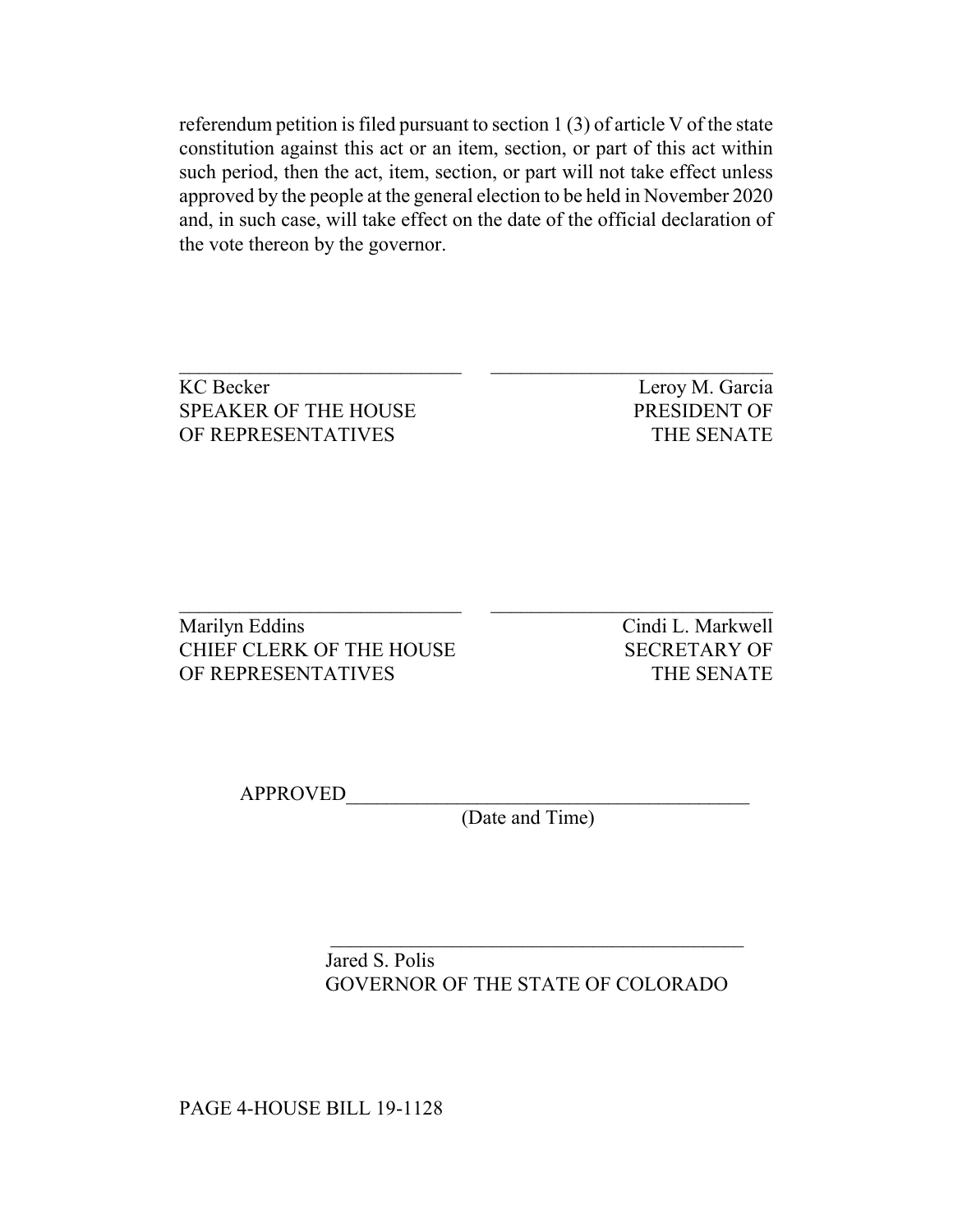referendum petition is filed pursuant to section 1 (3) of article V of the state constitution against this act or an item, section, or part of this act within such period, then the act, item, section, or part will not take effect unless approved by the people at the general election to be held in November 2020 and, in such case, will take effect on the date of the official declaration of the vote thereon by the governor.

____________________________
KC Becker
SPEAKER OF THE HOUSE
OF REPRESENTATIVES

____________________________
Leroy M. Garcia
PRESIDENT OF
THE SENATE

____________________________
Marilyn Eddins
CHIEF CLERK OF THE HOUSE
OF REPRESENTATIVES

____________________________
Cindi L. Markwell
SECRETARY OF
THE SENATE

APPROVED________________________________________
(Date and Time)

_________________________________________
Jared S. Polis
GOVERNOR OF THE STATE OF COLORADO